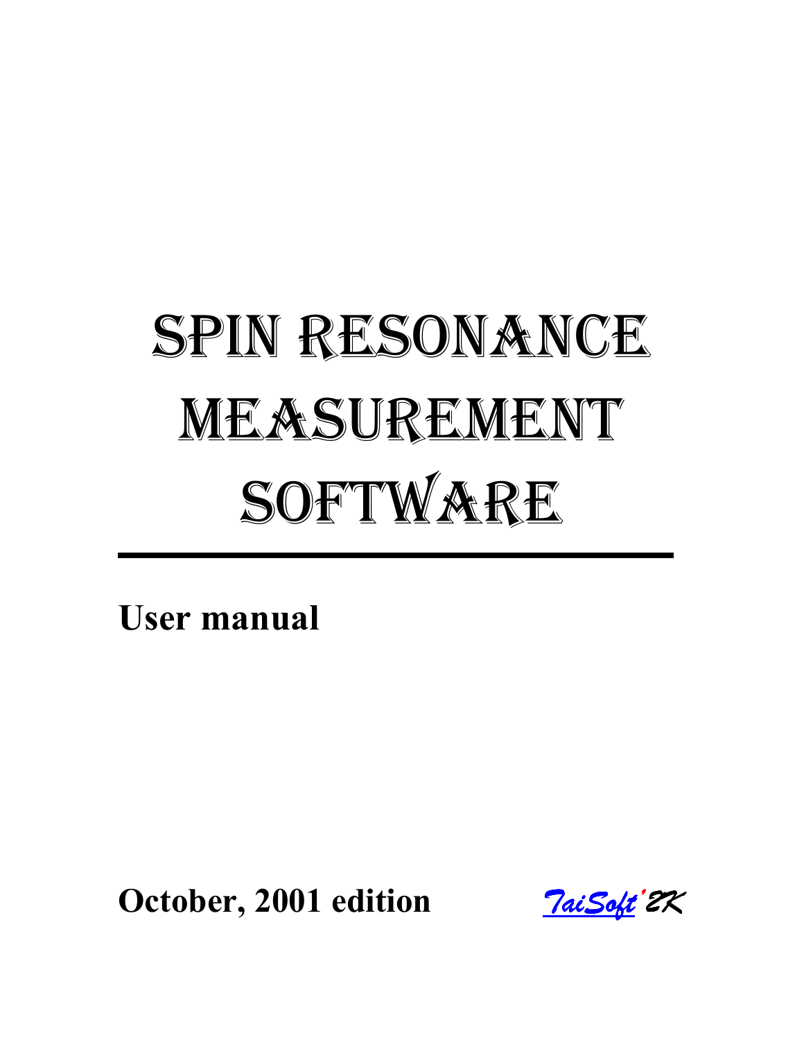# SPIN RESONANCE MEASUREMENT SOFTWARE

**User manual**

**October, 2001 edition**

*TaiSoft'2K*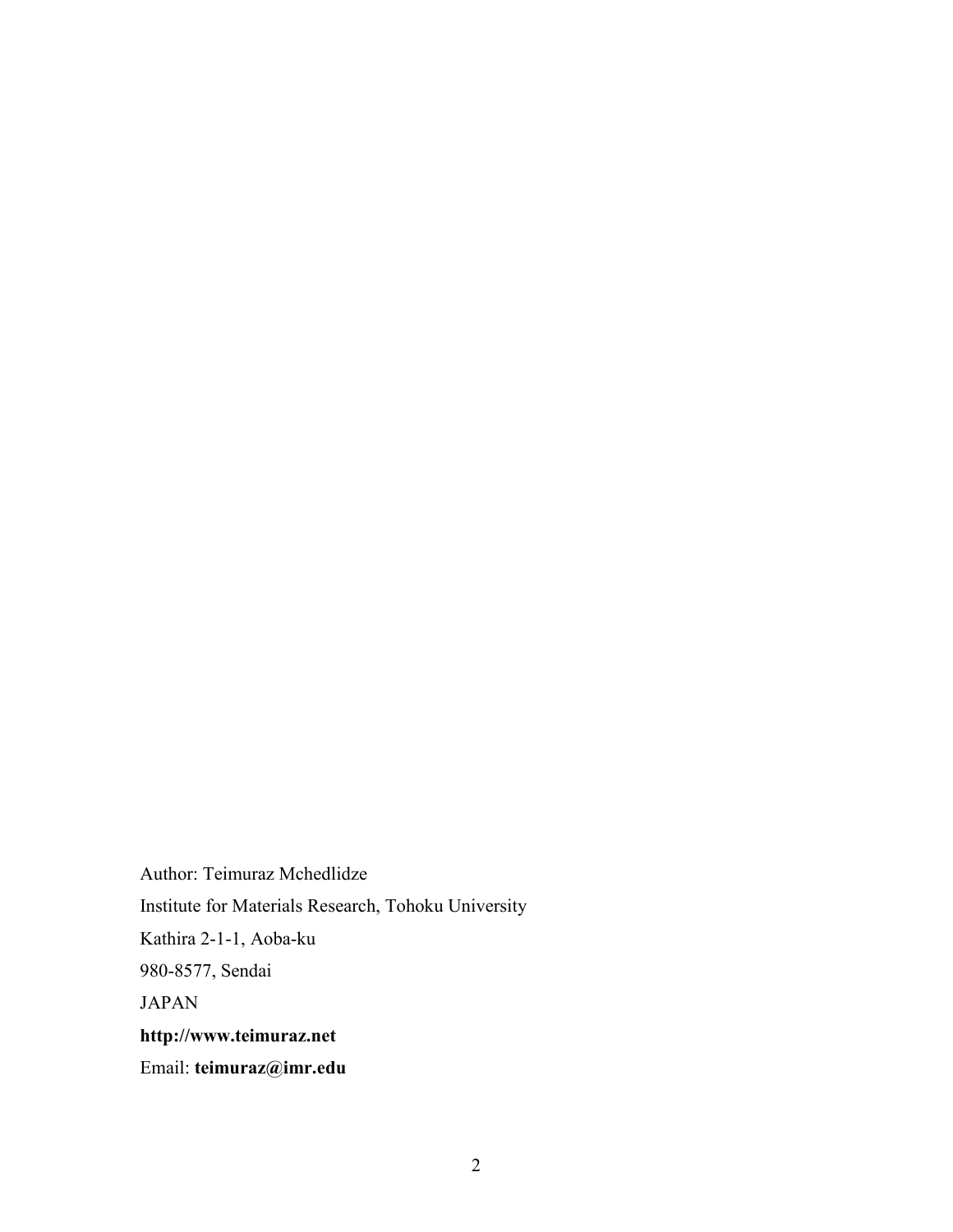Author: Teimuraz Mchedlidze

Institute for Materials Research, Tohoku University

Kathira 2-1-1, Aoba-ku

980-8577, Sendai

JAPAN

**http://www.teimuraz.net**

Email: **teimuraz@imr.edu**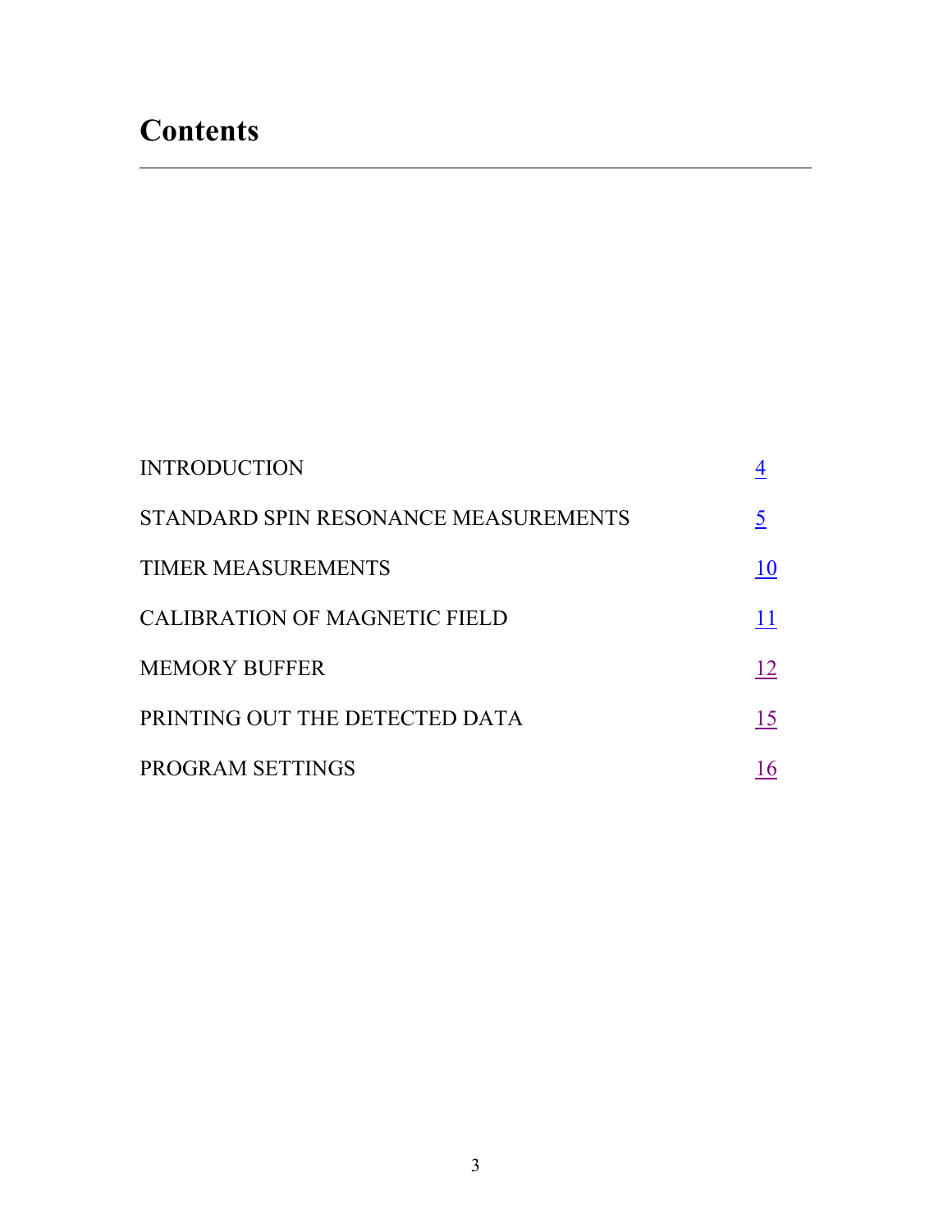# Contents

| | |
|---|---|
| INTRODUCTION | 4 |
| STANDARD SPIN RESONANCE MEASUREMENTS | 5 |
| TIMER MEASUREMENTS | 10 |
| CALIBRATION OF MAGNETIC FIELD | 11 |
| MEMORY BUFFER | 12 |
| PRINTING OUT THE DETECTED DATA | 15 |
| PROGRAM SETTINGS | 16 |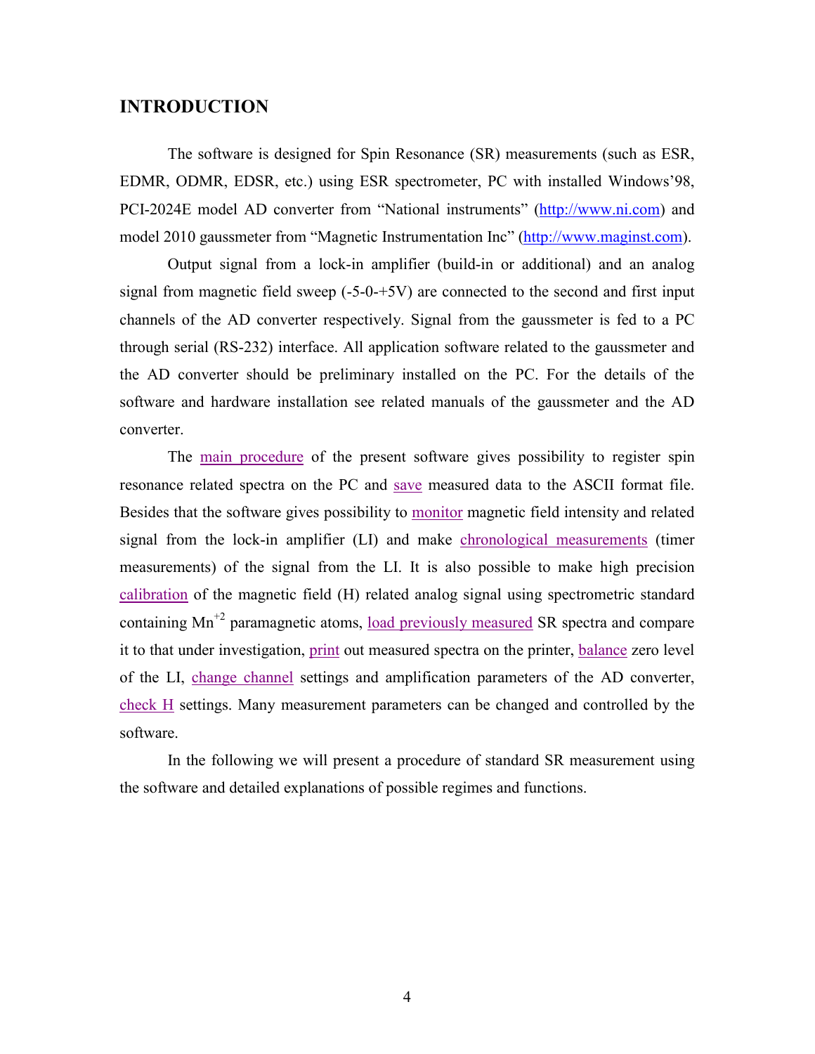# INTRODUCTION

The software is designed for Spin Resonance (SR) measurements (such as ESR, EDMR, ODMR, EDSR, etc.) using ESR spectrometer, PC with installed Windows'98, PCI-2024E model AD converter from "National instruments" (http://www.ni.com) and model 2010 gaussmeter from "Magnetic Instrumentation Inc" (http://www.maginst.com).

Output signal from a lock-in amplifier (build-in or additional) and an analog signal from magnetic field sweep (-5-0-+5V) are connected to the second and first input channels of the AD converter respectively. Signal from the gaussmeter is fed to a PC through serial (RS-232) interface. All application software related to the gaussmeter and the AD converter should be preliminary installed on the PC. For the details of the software and hardware installation see related manuals of the gaussmeter and the AD converter.

The main procedure of the present software gives possibility to register spin resonance related spectra on the PC and save measured data to the ASCII format file. Besides that the software gives possibility to monitor magnetic field intensity and related signal from the lock-in amplifier (LI) and make chronological measurements (timer measurements) of the signal from the LI. It is also possible to make high precision calibration of the magnetic field (H) related analog signal using spectrometric standard containing $Mn^{+2}$ paramagnetic atoms, load previously measured SR spectra and compare it to that under investigation, print out measured spectra on the printer, balance zero level of the LI, change channel settings and amplification parameters of the AD converter, check H settings. Many measurement parameters can be changed and controlled by the software.

In the following we will present a procedure of standard SR measurement using the software and detailed explanations of possible regimes and functions.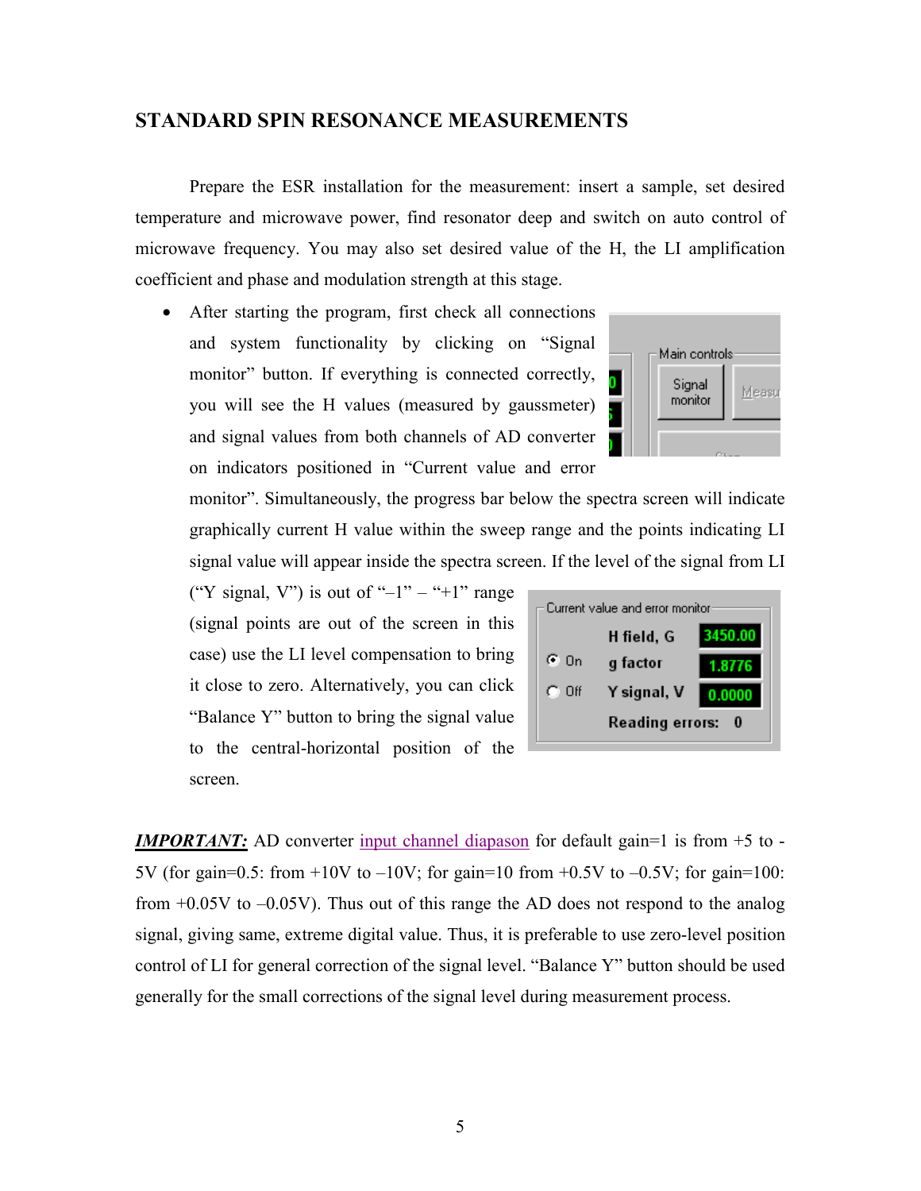## STANDARD SPIN RESONANCE MEASUREMENTS

Prepare the ESR installation for the measurement: insert a sample, set desired temperature and microwave power, find resonator deep and switch on auto control of microwave frequency. You may also set desired value of the H, the LI amplification coefficient and phase and modulation strength at this stage.

- After starting the program, first check all connections and system functionality by clicking on "Signal monitor" button. If everything is connected correctly, you will see the H values (measured by gaussmeter) and signal values from both channels of AD converter on indicators positioned in "Current value and error monitor". Simultaneously, the progress bar below the spectra screen will indicate graphically current H value within the sweep range and the points indicating LI signal value will appear inside the spectra screen. If the level of the signal from LI ("Y signal, V") is out of "–1" – "+1" range (signal points are out of the screen in this case) use the LI level compensation to bring it close to zero. Alternatively, you can click "Balance Y" button to bring the signal value to the central-horizontal position of the screen.

***IMPORTANT:*** AD converter input channel diapason for default gain=1 is from +5 to -5V (for gain=0.5: from +10V to –10V; for gain=10 from +0.5V to –0.5V; for gain=100: from +0.05V to –0.05V). Thus out of this range the AD does not respond to the analog signal, giving same, extreme digital value. Thus, it is preferable to use zero-level position control of LI for general correction of the signal level. "Balance Y" button should be used generally for the small corrections of the signal level during measurement process.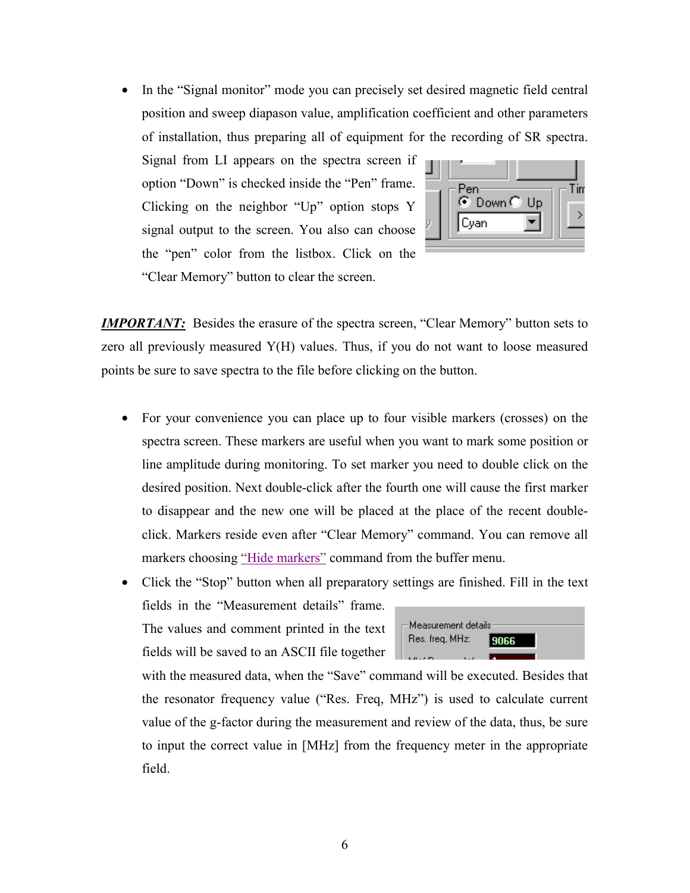- In the "Signal monitor" mode you can precisely set desired magnetic field central position and sweep diapason value, amplification coefficient and other parameters of installation, thus preparing all of equipment for the recording of SR spectra. Signal from LI appears on the spectra screen if option "Down" is checked inside the "Pen" frame. Clicking on the neighbor "Up" option stops Y signal output to the screen. You also can choose the "pen" color from the listbox. Click on the "Clear Memory" button to clear the screen.

***IMPORTANT:*** Besides the erasure of the spectra screen, "Clear Memory" button sets to zero all previously measured Y(H) values. Thus, if you do not want to loose measured points be sure to save spectra to the file before clicking on the button.

- For your convenience you can place up to four visible markers (crosses) on the spectra screen. These markers are useful when you want to mark some position or line amplitude during monitoring. To set marker you need to double click on the desired position. Next double-click after the fourth one will cause the first marker to disappear and the new one will be placed at the place of the recent double-click. Markers reside even after "Clear Memory" command. You can remove all markers choosing "Hide markers" command from the buffer menu.
- Click the "Stop" button when all preparatory settings are finished. Fill in the text fields in the "Measurement details" frame. The values and comment printed in the text fields will be saved to an ASCII file together with the measured data, when the "Save" command will be executed. Besides that the resonator frequency value ("Res. Freq, MHz") is used to calculate current value of the g-factor during the measurement and review of the data, thus, be sure to input the correct value in [MHz] from the frequency meter in the appropriate field.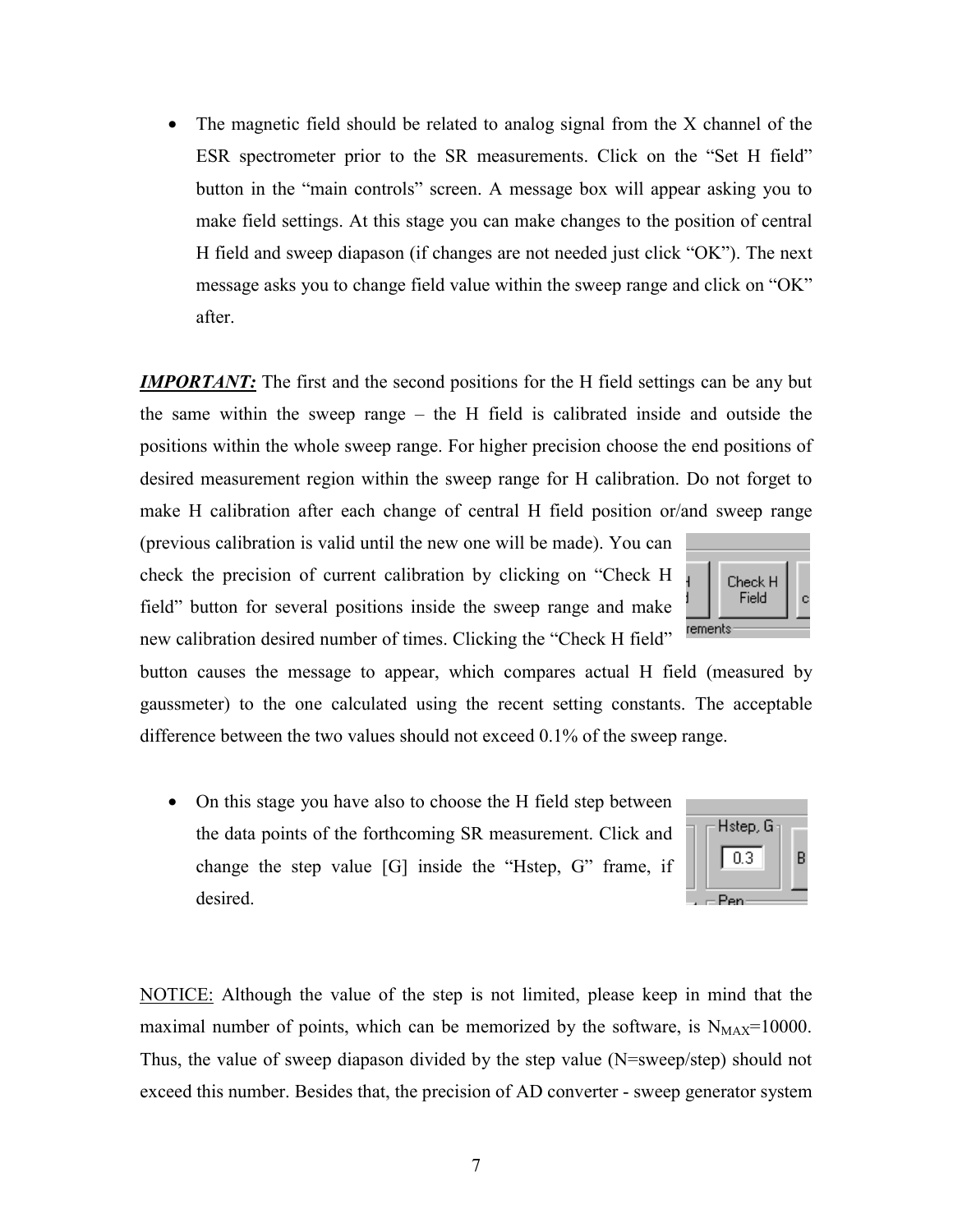- The magnetic field should be related to analog signal from the X channel of the ESR spectrometer prior to the SR measurements. Click on the "Set H field" button in the "main controls" screen. A message box will appear asking you to make field settings. At this stage you can make changes to the position of central H field and sweep diapason (if changes are not needed just click "OK"). The next message asks you to change field value within the sweep range and click on "OK" after.

***IMPORTANT:*** The first and the second positions for the H field settings can be any but the same within the sweep range – the H field is calibrated inside and outside the positions within the whole sweep range. For higher precision choose the end positions of desired measurement region within the sweep range for H calibration. Do not forget to make H calibration after each change of central H field position or/and sweep range (previous calibration is valid until the new one will be made). You can check the precision of current calibration by clicking on "Check H field" button for several positions inside the sweep range and make new calibration desired number of times. Clicking the "Check H field" button causes the message to appear, which compares actual H field (measured by gaussmeter) to the one calculated using the recent setting constants. The acceptable difference between the two values should not exceed 0.1% of the sweep range.

- On this stage you have also to choose the H field step between the data points of the forthcoming SR measurement. Click and change the step value [G] inside the "Hstep, G" frame, if desired.

NOTICE: Although the value of the step is not limited, please keep in mind that the maximal number of points, which can be memorized by the software, is $N_{MAX}$=10000. Thus, the value of sweep diapason divided by the step value (N=sweep/step) should not exceed this number. Besides that, the precision of AD converter - sweep generator system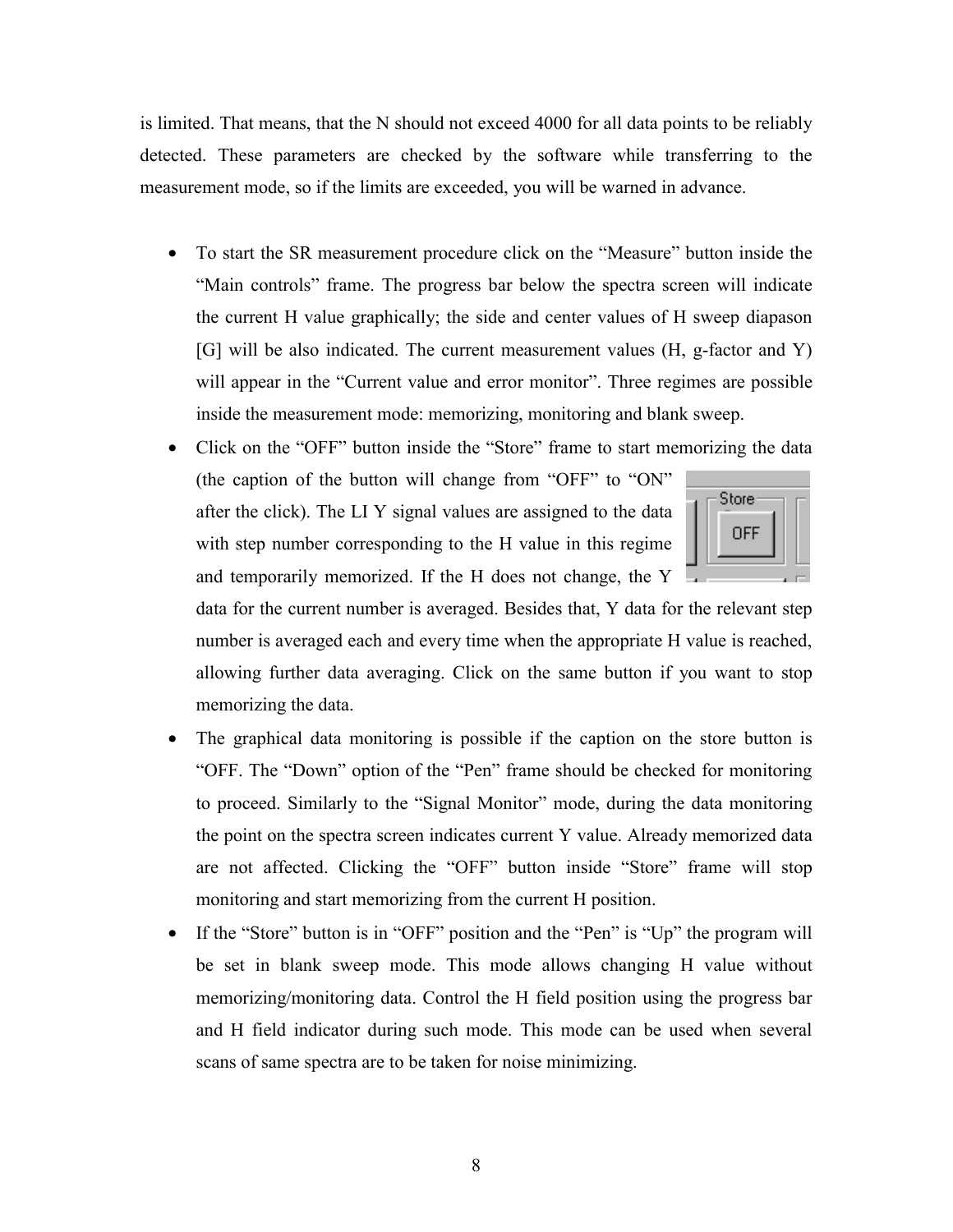is limited. That means, that the N should not exceed 4000 for all data points to be reliably detected. These parameters are checked by the software while transferring to the measurement mode, so if the limits are exceeded, you will be warned in advance.

- To start the SR measurement procedure click on the "Measure" button inside the "Main controls" frame. The progress bar below the spectra screen will indicate the current H value graphically; the side and center values of H sweep diapason [G] will be also indicated. The current measurement values (H, g-factor and Y) will appear in the "Current value and error monitor". Three regimes are possible inside the measurement mode: memorizing, monitoring and blank sweep.
- Click on the "OFF" button inside the "Store" frame to start memorizing the data (the caption of the button will change from "OFF" to "ON" after the click). The LI Y signal values are assigned to the data with step number corresponding to the H value in this regime and temporarily memorized. If the H does not change, the Y data for the current number is averaged. Besides that, Y data for the relevant step number is averaged each and every time when the appropriate H value is reached, allowing further data averaging. Click on the same button if you want to stop memorizing the data.
- The graphical data monitoring is possible if the caption on the store button is "OFF. The "Down" option of the "Pen" frame should be checked for monitoring to proceed. Similarly to the "Signal Monitor" mode, during the data monitoring the point on the spectra screen indicates current Y value. Already memorized data are not affected. Clicking the "OFF" button inside "Store" frame will stop monitoring and start memorizing from the current H position.
- If the "Store" button is in "OFF" position and the "Pen" is "Up" the program will be set in blank sweep mode. This mode allows changing H value without memorizing/monitoring data. Control the H field position using the progress bar and H field indicator during such mode. This mode can be used when several scans of same spectra are to be taken for noise minimizing.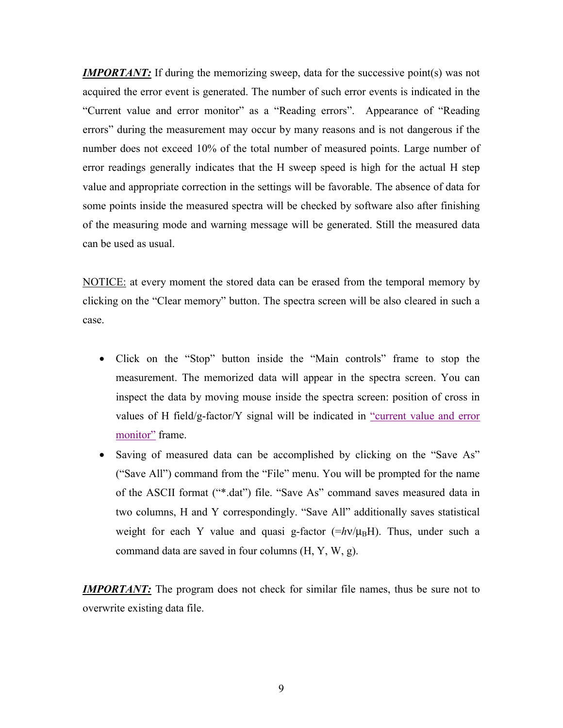***IMPORTANT:*** If during the memorizing sweep, data for the successive point(s) was not acquired the error event is generated. The number of such error events is indicated in the "Current value and error monitor" as a "Reading errors". Appearance of "Reading errors" during the measurement may occur by many reasons and is not dangerous if the number does not exceed 10% of the total number of measured points. Large number of error readings generally indicates that the H sweep speed is high for the actual H step value and appropriate correction in the settings will be favorable. The absence of data for some points inside the measured spectra will be checked by software also after finishing of the measuring mode and warning message will be generated. Still the measured data can be used as usual.

<u>NOTICE:</u> at every moment the stored data can be erased from the temporal memory by clicking on the "Clear memory" button. The spectra screen will be also cleared in such a case.

- Click on the "Stop" button inside the "Main controls" frame to stop the measurement. The memorized data will appear in the spectra screen. You can inspect the data by moving mouse inside the spectra screen: position of cross in values of H field/g-factor/Y signal will be indicated in "current value and error monitor" frame.
- Saving of measured data can be accomplished by clicking on the "Save As" ("Save All") command from the "File" menu. You will be prompted for the name of the ASCII format ("*.dat") file. "Save As" command saves measured data in two columns, H and Y correspondingly. "Save All" additionally saves statistical weight for each Y value and quasi g-factor ($=h\nu/\mu_B H$). Thus, under such a command data are saved in four columns (H, Y, W, g).

***IMPORTANT:*** The program does not check for similar file names, thus be sure not to overwrite existing data file.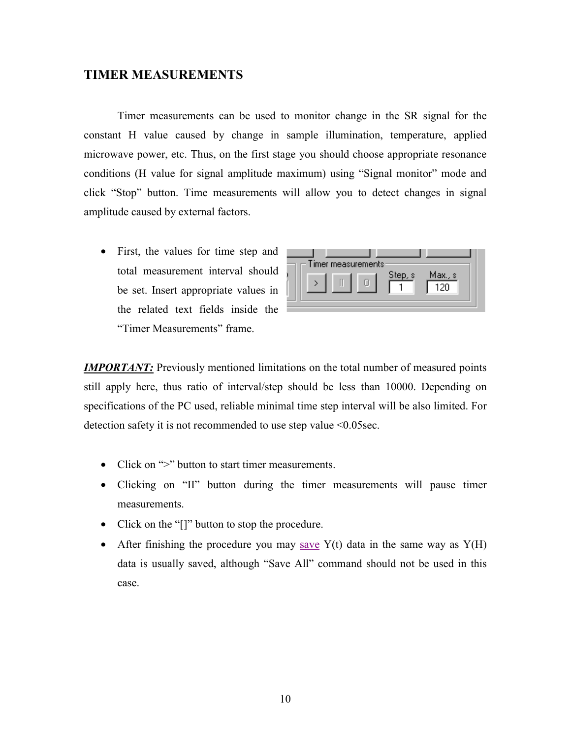## TIMER MEASUREMENTS

Timer measurements can be used to monitor change in the SR signal for the constant H value caused by change in sample illumination, temperature, applied microwave power, etc. Thus, on the first stage you should choose appropriate resonance conditions (H value for signal amplitude maximum) using “Signal monitor” mode and click “Stop” button. Time measurements will allow you to detect changes in signal amplitude caused by external factors.

- First, the values for time step and total measurement interval should be set. Insert appropriate values in the related text fields inside the “Timer Measurements” frame.

***IMPORTANT:*** Previously mentioned limitations on the total number of measured points still apply here, thus ratio of interval/step should be less than 10000. Depending on specifications of the PC used, reliable minimal time step interval will be also limited. For detection safety it is not recommended to use step value <0.05sec.

- Click on “>” button to start timer measurements.
- Clicking on “II” button during the timer measurements will pause timer measurements.
- Click on the “[]” button to stop the procedure.
- After finishing the procedure you may save Y(t) data in the same way as Y(H) data is usually saved, although “Save All” command should not be used in this case.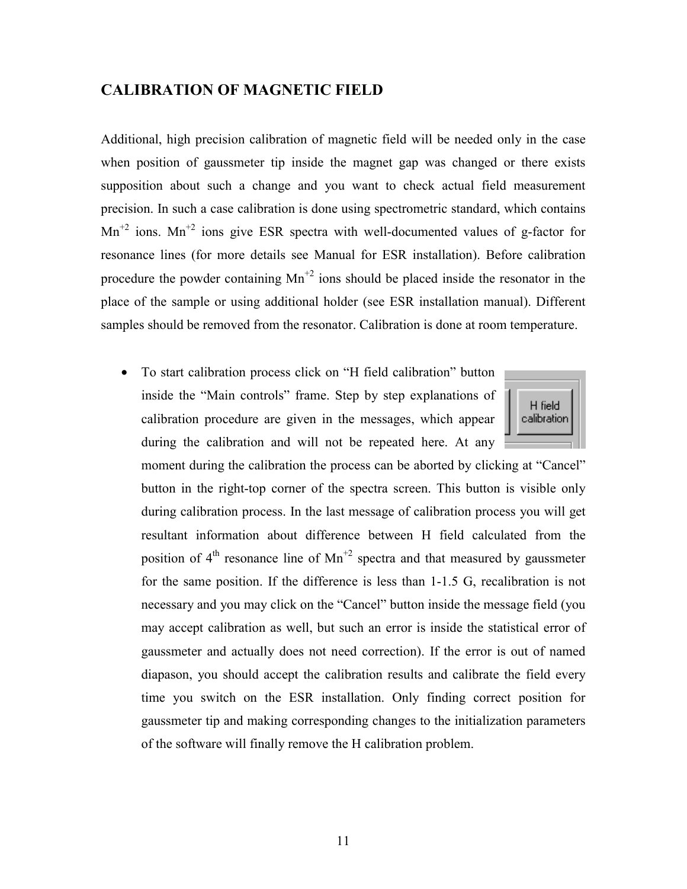## CALIBRATION OF MAGNETIC FIELD

Additional, high precision calibration of magnetic field will be needed only in the case when position of gaussmeter tip inside the magnet gap was changed or there exists supposition about such a change and you want to check actual field measurement precision. In such a case calibration is done using spectrometric standard, which contains $Mn^{+2}$ ions. $Mn^{+2}$ ions give ESR spectra with well-documented values of g-factor for resonance lines (for more details see Manual for ESR installation). Before calibration procedure the powder containing $Mn^{+2}$ ions should be placed inside the resonator in the place of the sample or using additional holder (see ESR installation manual). Different samples should be removed from the resonator. Calibration is done at room temperature.

- To start calibration process click on "H field calibration" button inside the "Main controls" frame. Step by step explanations of calibration procedure are given in the messages, which appear during the calibration and will not be repeated here. At any moment during the calibration the process can be aborted by clicking at "Cancel" button in the right-top corner of the spectra screen. This button is visible only during calibration process. In the last message of calibration process you will get resultant information about difference between H field calculated from the position of 4th resonance line of $Mn^{+2}$ spectra and that measured by gaussmeter for the same position. If the difference is less than 1-1.5 G, recalibration is not necessary and you may click on the "Cancel" button inside the message field (you may accept calibration as well, but such an error is inside the statistical error of gaussmeter and actually does not need correction). If the error is out of named diapason, you should accept the calibration results and calibrate the field every time you switch on the ESR installation. Only finding correct position for gaussmeter tip and making corresponding changes to the initialization parameters of the software will finally remove the H calibration problem.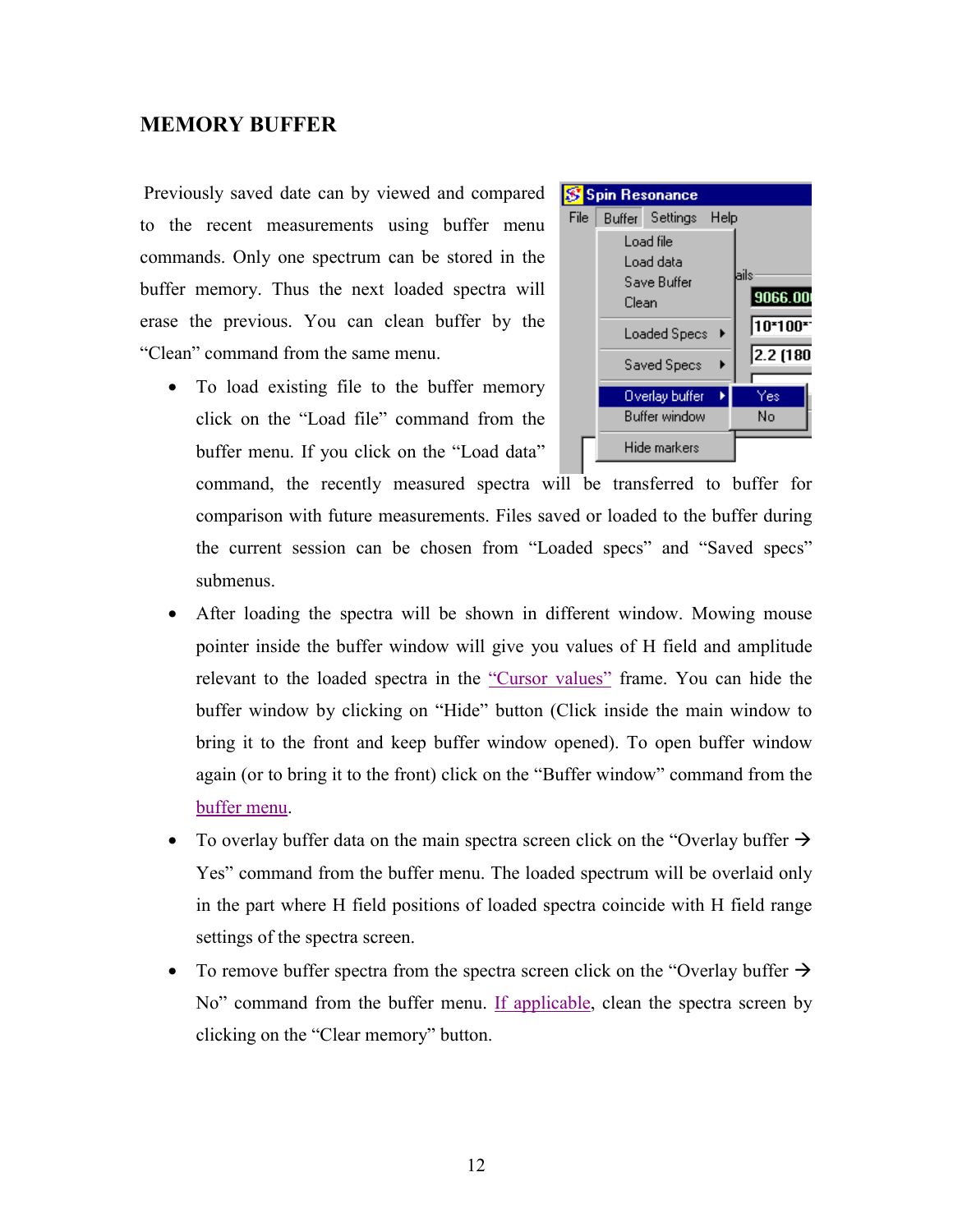## MEMORY BUFFER

Previously saved date can by viewed and compared to the recent measurements using buffer menu commands. Only one spectrum can be stored in the buffer memory. Thus the next loaded spectra will erase the previous. You can clean buffer by the "Clean" command from the same menu.

- To load existing file to the buffer memory click on the "Load file" command from the buffer menu. If you click on the "Load data" command, the recently measured spectra will be transferred to buffer for comparison with future measurements. Files saved or loaded to the buffer during the current session can be chosen from "Loaded specs" and "Saved specs" submenus.
- After loading the spectra will be shown in different window. Mowing mouse pointer inside the buffer window will give you values of H field and amplitude relevant to the loaded spectra in the "Cursor values" frame. You can hide the buffer window by clicking on "Hide" button (Click inside the main window to bring it to the front and keep buffer window opened). To open buffer window again (or to bring it to the front) click on the "Buffer window" command from the buffer menu.
- To overlay buffer data on the main spectra screen click on the "Overlay buffer → Yes" command from the buffer menu. The loaded spectrum will be overlaid only in the part where H field positions of loaded spectra coincide with H field range settings of the spectra screen.
- To remove buffer spectra from the spectra screen click on the "Overlay buffer → No" command from the buffer menu. If applicable, clean the spectra screen by clicking on the "Clear memory" button.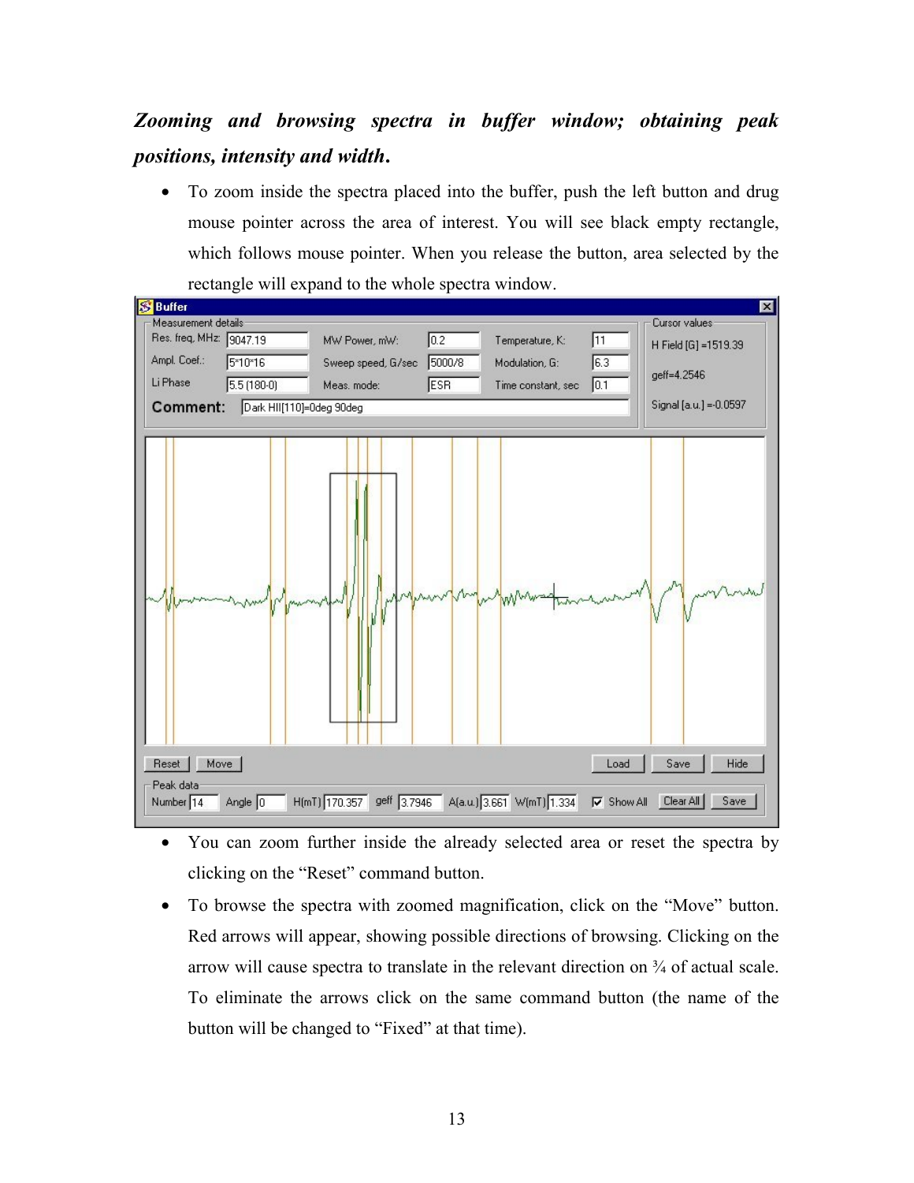***Zooming and browsing spectra in buffer window; obtaining peak positions, intensity and width.***

- To zoom inside the spectra placed into the buffer, push the left button and drug mouse pointer across the area of interest. You will see black empty rectangle, which follows mouse pointer. When you release the button, area selected by the rectangle will expand to the whole spectra window.

- You can zoom further inside the already selected area or reset the spectra by clicking on the “Reset” command button.
- To browse the spectra with zoomed magnification, click on the “Move” button. Red arrows will appear, showing possible directions of browsing. Clicking on the arrow will cause spectra to translate in the relevant direction on ¾ of actual scale. To eliminate the arrows click on the same command button (the name of the button will be changed to “Fixed” at that time).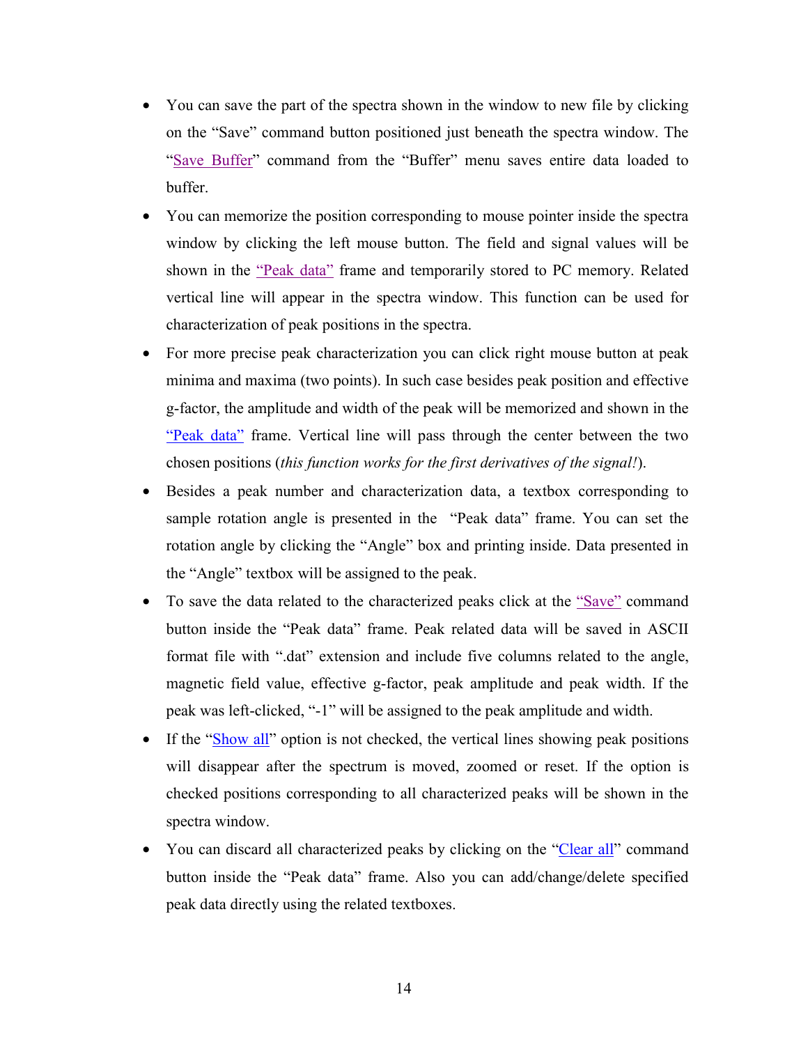- You can save the part of the spectra shown in the window to new file by clicking on the "Save" command button positioned just beneath the spectra window. The "Save Buffer" command from the "Buffer" menu saves entire data loaded to buffer.
- You can memorize the position corresponding to mouse pointer inside the spectra window by clicking the left mouse button. The field and signal values will be shown in the "Peak data" frame and temporarily stored to PC memory. Related vertical line will appear in the spectra window. This function can be used for characterization of peak positions in the spectra.
- For more precise peak characterization you can click right mouse button at peak minima and maxima (two points). In such case besides peak position and effective g-factor, the amplitude and width of the peak will be memorized and shown in the "Peak data" frame. Vertical line will pass through the center between the two chosen positions (*this function works for the first derivatives of the signal!*).
- Besides a peak number and characterization data, a textbox corresponding to sample rotation angle is presented in the "Peak data" frame. You can set the rotation angle by clicking the "Angle" box and printing inside. Data presented in the "Angle" textbox will be assigned to the peak.
- To save the data related to the characterized peaks click at the "Save" command button inside the "Peak data" frame. Peak related data will be saved in ASCII format file with ".dat" extension and include five columns related to the angle, magnetic field value, effective g-factor, peak amplitude and peak width. If the peak was left-clicked, "-1" will be assigned to the peak amplitude and width.
- If the "Show all" option is not checked, the vertical lines showing peak positions will disappear after the spectrum is moved, zoomed or reset. If the option is checked positions corresponding to all characterized peaks will be shown in the spectra window.
- You can discard all characterized peaks by clicking on the "Clear all" command button inside the "Peak data" frame. Also you can add/change/delete specified peak data directly using the related textboxes.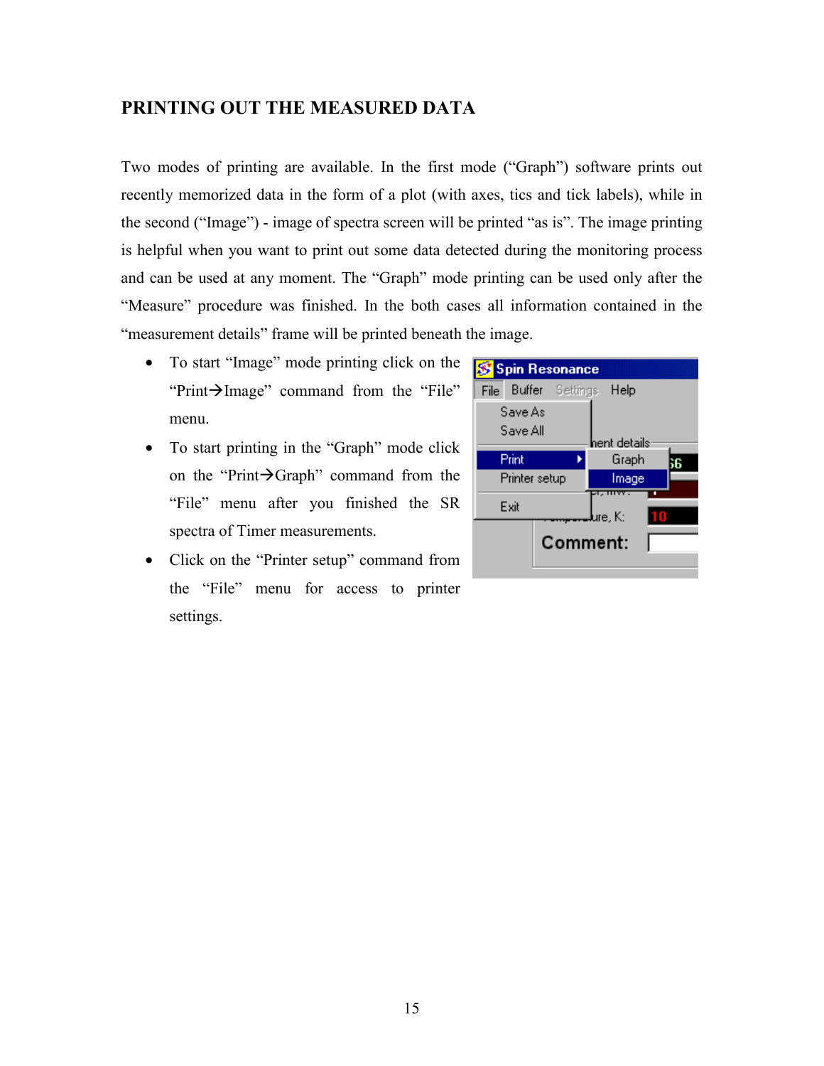## PRINTING OUT THE MEASURED DATA

Two modes of printing are available. In the first mode ("Graph") software prints out recently memorized data in the form of a plot (with axes, tics and tick labels), while in the second ("Image") - image of spectra screen will be printed "as is". The image printing is helpful when you want to print out some data detected during the monitoring process and can be used at any moment. The "Graph" mode printing can be used only after the "Measure" procedure was finished. In the both cases all information contained in the "measurement details" frame will be printed beneath the image.

- To start "Image" mode printing click on the "Print→Image" command from the "File" menu.
- To start printing in the "Graph" mode click on the "Print→Graph" command from the "File" menu after you finished the SR spectra of Timer measurements.
- Click on the "Printer setup" command from the "File" menu for access to printer settings.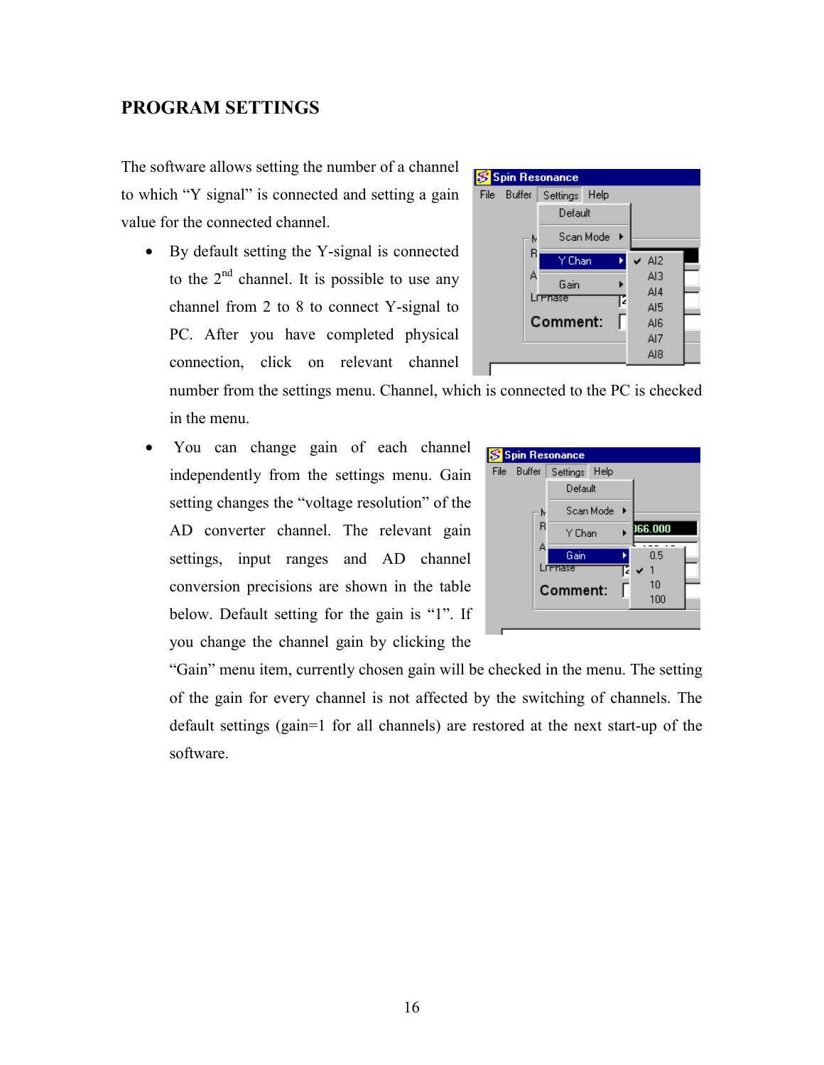## PROGRAM SETTINGS

The software allows setting the number of a channel to which “Y signal” is connected and setting a gain value for the connected channel.

- By default setting the Y-signal is connected to the 2nd channel. It is possible to use any channel from 2 to 8 to connect Y-signal to PC. After you have completed physical connection, click on relevant channel number from the settings menu. Channel, which is connected to the PC is checked in the menu.
- You can change gain of each channel independently from the settings menu. Gain setting changes the “voltage resolution” of the AD converter channel. The relevant gain settings, input ranges and AD channel conversion precisions are shown in the table below. Default setting for the gain is “1”. If you change the channel gain by clicking the “Gain” menu item, currently chosen gain will be checked in the menu. The setting of the gain for every channel is not affected by the switching of channels. The default settings (gain=1 for all channels) are restored at the next start-up of the software.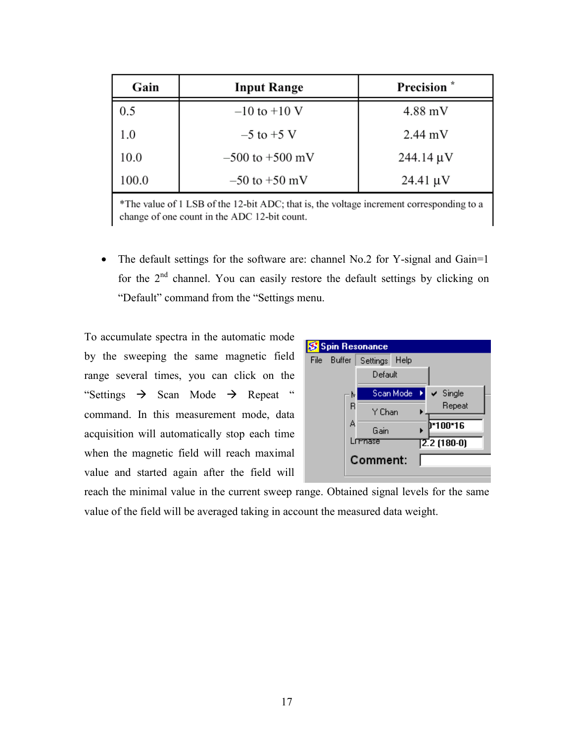| Gain | Input Range | Precision * |
|---|---|---|
| 0.5 | –10 to +10 V | 4.88 mV |
| 1.0 | –5 to +5 V | 2.44 mV |
| 10.0 | –500 to +500 mV | 244.14 μV |
| 100.0 | –50 to +50 mV | 24.41 μV |

*The value of 1 LSB of the 12-bit ADC; that is, the voltage increment corresponding to a change of one count in the ADC 12-bit count.

- The default settings for the software are: channel No.2 for Y-signal and Gain=1 for the 2nd channel. You can easily restore the default settings by clicking on "Default" command from the "Settings menu.

To accumulate spectra in the automatic mode by the sweeping the same magnetic field range several times, you can click on the "Settings → Scan Mode → Repeat " command. In this measurement mode, data acquisition will automatically stop each time when the magnetic field will reach maximal value and started again after the field will reach the minimal value in the current sweep range. Obtained signal levels for the same value of the field will be averaged taking in account the measured data weight.

Spin Resonance
File Buffer Settings Help
Default
Scan Mode
Single
Repeat
Y Chan
Gain
Comment: